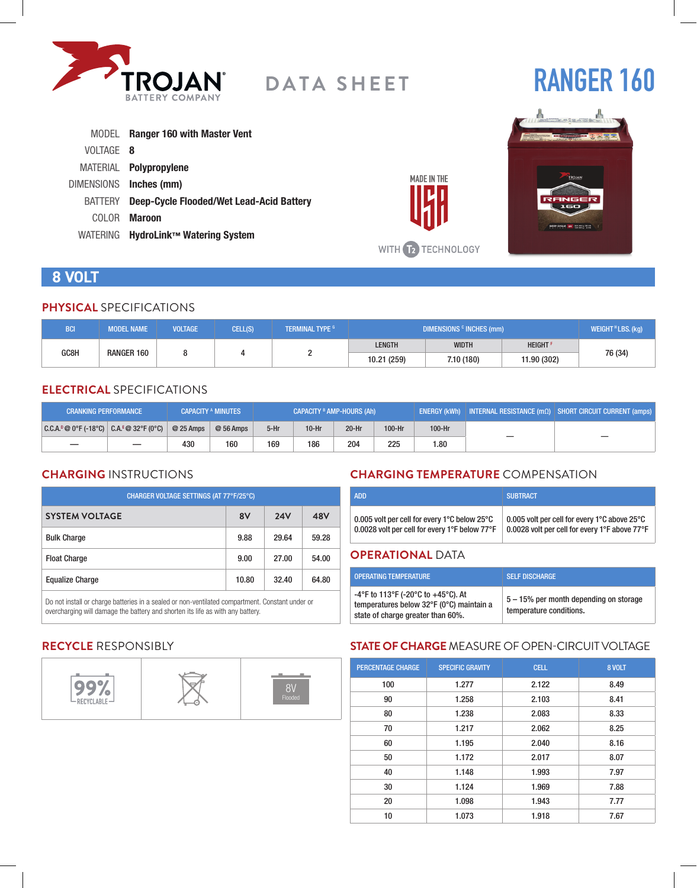TROJAN BATTERY COMPANY

DATA SHEET

# RANGER 160

| | |
|---|---|
| MODEL | **Ranger 160 with Master Vent** |
| VOLTAGE | **8** |
| MATERIAL | **Polypropylene** |
| DIMENSIONS | **Inches (mm)** |
| BATTERY | **Deep-Cycle Flooded/Wet Lead-Acid Battery** |
| COLOR | **Maroon** |
| WATERING | **HydroLink™ Watering System** |

MADE IN THE USA

WITH T2 TECHNOLOGY

## 8 VOLT

### PHYSICAL SPECIFICATIONS

| BCI | MODEL NAME | VOLTAGE | CELL(S) | TERMINAL TYPE [G] | DIMENSIONS [C] INCHES (mm) | | | WEIGHT [H] LBS. (kg) |
|---|---|---|---|---|---|---|---|---|
| | | | | | LENGTH | WIDTH | HEIGHT [F] | |
| GC8H | RANGER 160 | 8 | 4 | 2 | 10.21 (259) | 7.10 (180) | 11.90 (302) | 76 (34) |

### ELECTRICAL SPECIFICATIONS

| CRANKING PERFORMANCE | | CAPACITY [A] MINUTES | | CAPACITY [B] AMP-HOURS (Ah) | | | | ENERGY (kWh) | INTERNAL RESISTANCE (mΩ) | SHORT CIRCUIT CURRENT (amps) |
|---|---|---|---|---|---|---|---|---|---|---|
| C.C.A.[D] @ 0°F (-18°C) | C.A.[E] @ 32°F (0°C) | @ 25 Amps | @ 56 Amps | 5-Hr | 10-Hr | 20-Hr | 100-Hr | 100-Hr | | |
| — | — | 430 | 160 | 169 | 186 | 204 | 225 | 1.80 | — | — |

### CHARGING INSTRUCTIONS

| CHARGER VOLTAGE SETTINGS (AT 77°F/25°C) | | | |
|---|---|---|---|
| **SYSTEM VOLTAGE** | **8V** | **24V** | **48V** |
| Bulk Charge | 9.88 | 29.64 | 59.28 |
| Float Charge | 9.00 | 27.00 | 54.00 |
| Equalize Charge | 10.80 | 32.40 | 64.80 |

Do not install or charge batteries in a sealed or non-ventilated compartment. Constant under or overcharging will damage the battery and shorten its life as with any battery.

### CHARGING TEMPERATURE COMPENSATION

| ADD | SUBTRACT |
|---|---|
| 0.005 volt per cell for every 1°C below 25°C<br>0.0028 volt per cell for every 1°F below 77°F | 0.005 volt per cell for every 1°C above 25°C<br>0.0028 volt per cell for every 1°F above 77°F |

### OPERATIONAL DATA

| OPERATING TEMPERATURE | SELF DISCHARGE |
|---|---|
| -4°F to 113°F (-20°C to +45°C). At temperatures below 32°F (0°C) maintain a state of charge greater than 60%. | 5 – 15% per month depending on storage temperature conditions. |

### RECYCLE RESPONSIBLY

99% RECYCLABLE | 8V Flooded

### STATE OF CHARGE MEASURE OF OPEN-CIRCUIT VOLTAGE

| PERCENTAGE CHARGE | SPECIFIC GRAVITY | CELL | 8 VOLT |
|---|---|---|---|
| 100 | 1.277 | 2.122 | 8.49 |
| 90 | 1.258 | 2.103 | 8.41 |
| 80 | 1.238 | 2.083 | 8.33 |
| 70 | 1.217 | 2.062 | 8.25 |
| 60 | 1.195 | 2.040 | 8.16 |
| 50 | 1.172 | 2.017 | 8.07 |
| 40 | 1.148 | 1.993 | 7.97 |
| 30 | 1.124 | 1.969 | 7.88 |
| 20 | 1.098 | 1.943 | 7.77 |
| 10 | 1.073 | 1.918 | 7.67 |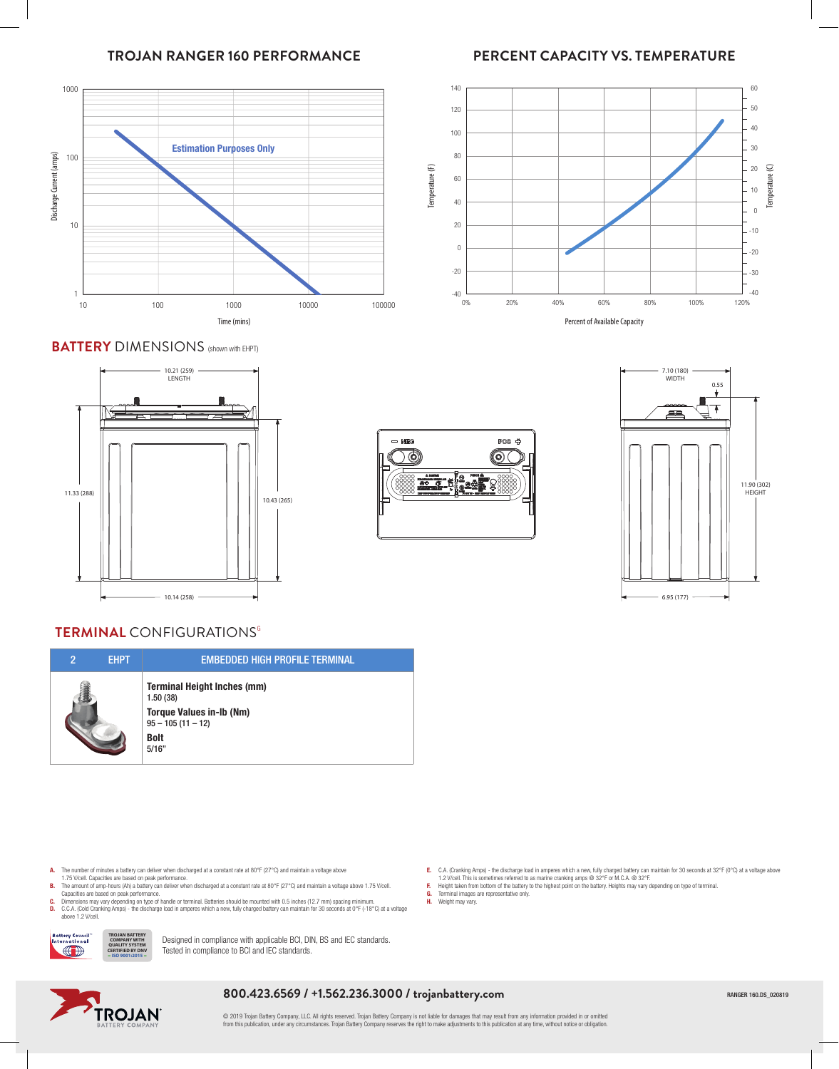## TROJAN RANGER 160 PERFORMANCE

Estimation Purposes Only

Discharge Current (amps)

1000
100
10
1

10 100 1000 10000 100000

Time (mins)

## PERCENT CAPACITY VS. TEMPERATURE

Temperature (F)

140
120
100
80
60
40
20
0
-20
-40

Temperature (C)

60
50
40
30
20
10
0
-10
-20
-30
-40

0% 20% 40% 60% 80% 100% 120%

Percent of Available Capacity

## BATTERY DIMENSIONS (shown with EHPT)

10.21 (259) LENGTH

11.33 (288)

10.43 (265)

10.14 (258)

7.10 (180) WIDTH

0.55

11.90 (302) HEIGHT

6.95 (177)

NEG

POS

## TERMINAL CONFIGURATIONS[G]

| 2 | EHPT | EMBEDDED HIGH PROFILE TERMINAL |
|---|---|---|
| | | **Terminal Height Inches (mm)** 1.50 (38) **Torque Values in-lb (Nm)** 95 – 105 (11 – 12) **Bolt** 5/16" |

**A.** The number of minutes a battery can deliver when discharged at a constant rate at 80°F (27°C) and maintain a voltage above 1.75 V/cell. Capacities are based on peak performance.

**B.** The amount of amp-hours (Ah) a battery can deliver when discharged at a constant rate at 80°F (27°C) and maintain a voltage above 1.75 V/cell. Capacities are based on peak performance.

**C.** Dimensions may vary depending on type of handle or terminal. Batteries should be mounted with 0.5 inches (12.7 mm) spacing minimum.

**D.** C.C.A. (Cold Cranking Amps) - the discharge load in amperes which a new, fully charged battery can maintain for 30 seconds at 0°F (-18°C) at a voltage above 1.2 V/cell.

**E.** C.A. (Cranking Amps) - the discharge load in amperes which a new, fully charged battery can maintain for 30 seconds at 32°F (0°C) at a voltage above 1.2 V/cell. This is sometimes referred to as marine cranking amps @ 32°F or M.C.A. @ 32°F.

**F.** Height taken from bottom of the battery to the highest point on the battery. Heights may vary depending on type of terminal.

**G.** Terminal images are representative only.

**H.** Weight may vary.

Battery Council International

TROJAN BATTERY COMPANY WITH QUALITY SYSTEM CERTIFIED BY DNV = ISO 9001:2015 =

Designed in compliance with applicable BCI, DIN, BS and IEC standards.
Tested in compliance to BCI and IEC standards.

TROJAN BATTERY COMPANY

**800.423.6569 / +1.562.236.3000 / trojanbattery.com**

RANGER 160.DS_020819

© 2019 Trojan Battery Company, LLC. All rights reserved. Trojan Battery Company is not liable for damages that may result from any information provided in or omitted from this publication, under any circumstances. Trojan Battery Company reserves the right to make adjustments to this publication at any time, without notice or obligation.